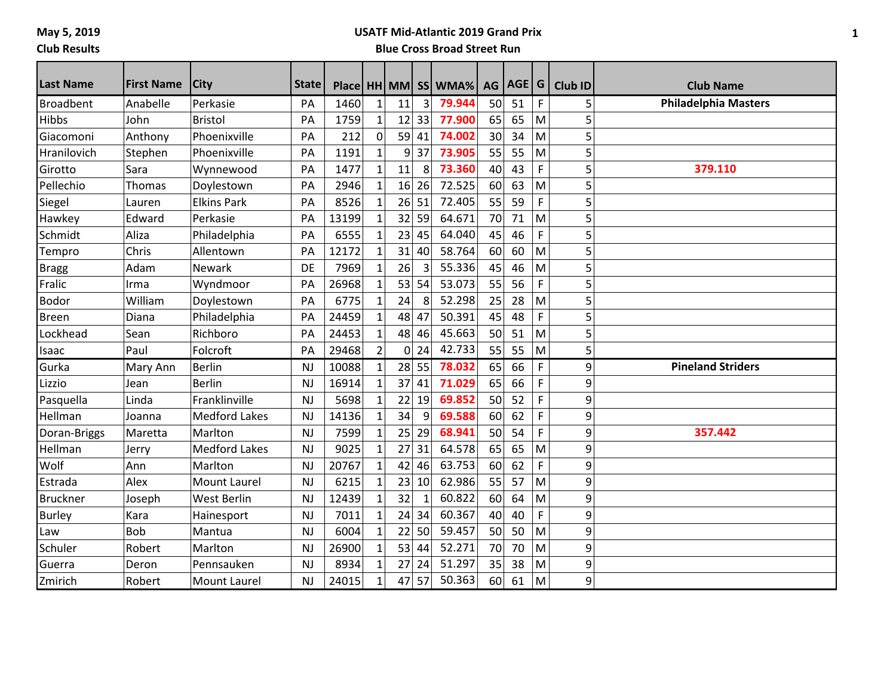May 5, 2019

Club Results

**USATF Mid-Atlantic 2019 Grand Prix**

**Blue Cross Broad Street Run**

| Last Name | First Name | City | State | Place | HH | MM | SS | WMA% | AG | AGE | G | Club ID | Club Name |
|---|---|---|---|---|---|---|---|---|---|---|---|---|---|
| Broadbent | Anabelle | Perkasie | PA | 1460 | 1 | 11 | 3 | **79.944** | 50 | 51 | F | 5 | **Philadelphia Masters** |
| Hibbs | John | Bristol | PA | 1759 | 1 | 12 | 33 | **77.900** | 65 | 65 | M | 5 | |
| Giacomoni | Anthony | Phoenixville | PA | 212 | 0 | 59 | 41 | **74.002** | 30 | 34 | M | 5 | |
| Hranilovich | Stephen | Phoenixville | PA | 1191 | 1 | 9 | 37 | **73.905** | 55 | 55 | M | 5 | |
| Girotto | Sara | Wynnewood | PA | 1477 | 1 | 11 | 8 | **73.360** | 40 | 43 | F | 5 | **379.110** |
| Pellechio | Thomas | Doylestown | PA | 2946 | 1 | 16 | 26 | 72.525 | 60 | 63 | M | 5 | |
| Siegel | Lauren | Elkins Park | PA | 8526 | 1 | 26 | 51 | 72.405 | 55 | 59 | F | 5 | |
| Hawkey | Edward | Perkasie | PA | 13199 | 1 | 32 | 59 | 64.671 | 70 | 71 | M | 5 | |
| Schmidt | Aliza | Philadelphia | PA | 6555 | 1 | 23 | 45 | 64.040 | 45 | 46 | F | 5 | |
| Tempro | Chris | Allentown | PA | 12172 | 1 | 31 | 40 | 58.764 | 60 | 60 | M | 5 | |
| Bragg | Adam | Newark | DE | 7969 | 1 | 26 | 3 | 55.336 | 45 | 46 | M | 5 | |
| Fralic | Irma | Wyndmoor | PA | 26968 | 1 | 53 | 54 | 53.073 | 55 | 56 | F | 5 | |
| Bodor | William | Doylestown | PA | 6775 | 1 | 24 | 8 | 52.298 | 25 | 28 | M | 5 | |
| Breen | Diana | Philadelphia | PA | 24459 | 1 | 48 | 47 | 50.391 | 45 | 48 | F | 5 | |
| Lockhead | Sean | Richboro | PA | 24453 | 1 | 48 | 46 | 45.663 | 50 | 51 | M | 5 | |
| Isaac | Paul | Folcroft | PA | 29468 | 2 | 0 | 24 | 42.733 | 55 | 55 | M | 5 | |
| Gurka | Mary Ann | Berlin | NJ | 10088 | 1 | 28 | 55 | **78.032** | 65 | 66 | F | 9 | **Pineland Striders** |
| Lizzio | Jean | Berlin | NJ | 16914 | 1 | 37 | 41 | **71.029** | 65 | 66 | F | 9 | |
| Pasquella | Linda | Franklinville | NJ | 5698 | 1 | 22 | 19 | **69.852** | 50 | 52 | F | 9 | |
| Hellman | Joanna | Medford Lakes | NJ | 14136 | 1 | 34 | 9 | **69.588** | 60 | 62 | F | 9 | |
| Doran-Briggs | Maretta | Marlton | NJ | 7599 | 1 | 25 | 29 | **68.941** | 50 | 54 | F | 9 | **357.442** |
| Hellman | Jerry | Medford Lakes | NJ | 9025 | 1 | 27 | 31 | 64.578 | 65 | 65 | M | 9 | |
| Wolf | Ann | Marlton | NJ | 20767 | 1 | 42 | 46 | 63.753 | 60 | 62 | F | 9 | |
| Estrada | Alex | Mount Laurel | NJ | 6215 | 1 | 23 | 10 | 62.986 | 55 | 57 | M | 9 | |
| Bruckner | Joseph | West Berlin | NJ | 12439 | 1 | 32 | 1 | 60.822 | 60 | 64 | M | 9 | |
| Burley | Kara | Hainesport | NJ | 7011 | 1 | 24 | 34 | 60.367 | 40 | 40 | F | 9 | |
| Law | Bob | Mantua | NJ | 6004 | 1 | 22 | 50 | 59.457 | 50 | 50 | M | 9 | |
| Schuler | Robert | Marlton | NJ | 26900 | 1 | 53 | 44 | 52.271 | 70 | 70 | M | 9 | |
| Guerra | Deron | Pennsauken | NJ | 8934 | 1 | 27 | 24 | 51.297 | 35 | 38 | M | 9 | |
| Zmirich | Robert | Mount Laurel | NJ | 24015 | 1 | 47 | 57 | 50.363 | 60 | 61 | M | 9 | |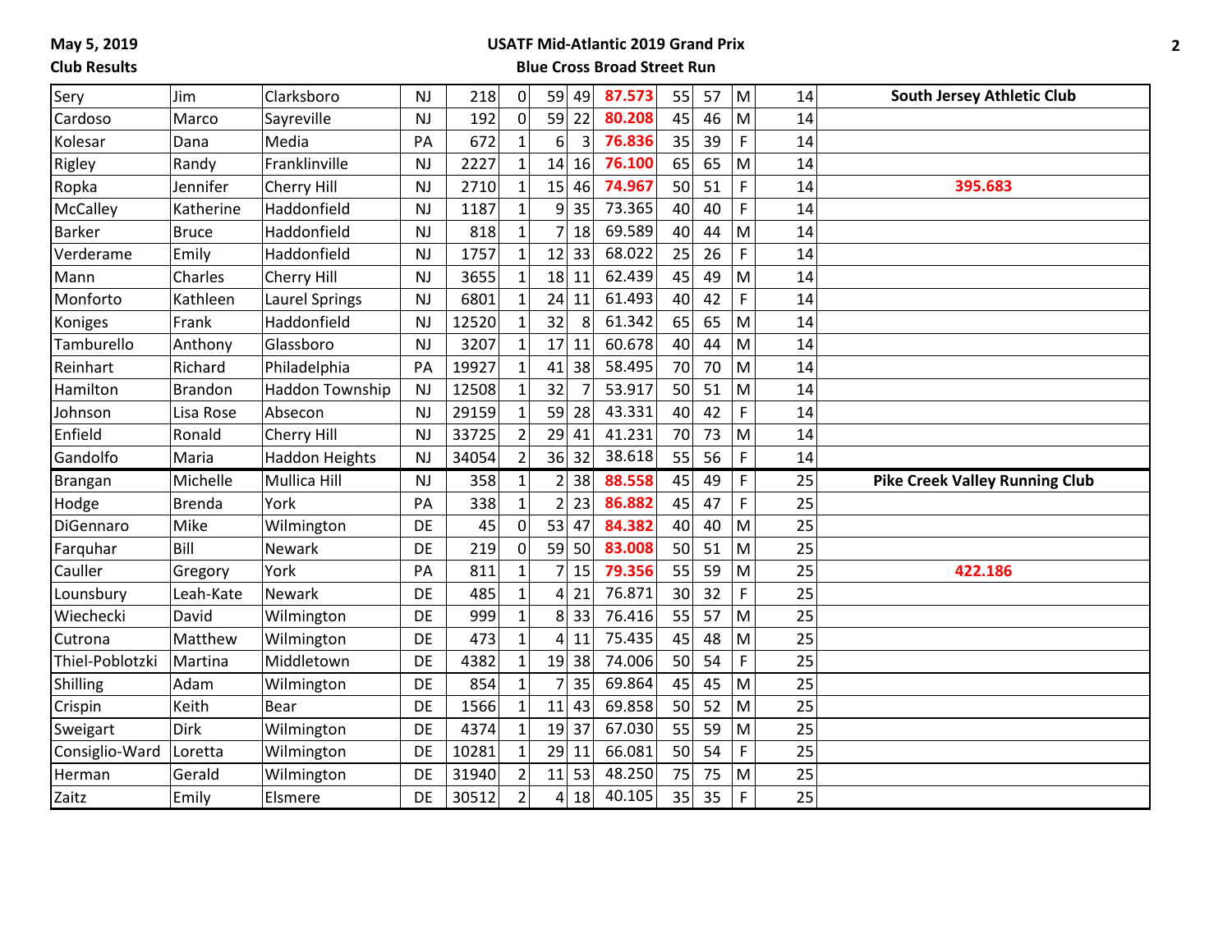May 5, 2019

Club Results

## USATF Mid-Atlantic 2019 Grand Prix

### Blue Cross Broad Street Run

| | | | | | | | | | | | | | | |
|---|---|---|---|---|---|---|---|---|---|---|---|---|---|---|
| Sery | Jim | Clarksboro | NJ | 218 | 0 | 59 | 49 | **87.573** | 55 | 57 | M | 14 | **South Jersey Athletic Club** |
| Cardoso | Marco | Sayreville | NJ | 192 | 0 | 59 | 22 | **80.208** | 45 | 46 | M | 14 | |
| Kolesar | Dana | Media | PA | 672 | 1 | 6 | 3 | **76.836** | 35 | 39 | F | 14 | |
| Rigley | Randy | Franklinville | NJ | 2227 | 1 | 14 | 16 | **76.100** | 65 | 65 | M | 14 | |
| Ropka | Jennifer | Cherry Hill | NJ | 2710 | 1 | 15 | 46 | **74.967** | 50 | 51 | F | 14 | **395.683** |
| McCalley | Katherine | Haddonfield | NJ | 1187 | 1 | 9 | 35 | 73.365 | 40 | 40 | F | 14 | |
| Barker | Bruce | Haddonfield | NJ | 818 | 1 | 7 | 18 | 69.589 | 40 | 44 | M | 14 | |
| Verderame | Emily | Haddonfield | NJ | 1757 | 1 | 12 | 33 | 68.022 | 25 | 26 | F | 14 | |
| Mann | Charles | Cherry Hill | NJ | 3655 | 1 | 18 | 11 | 62.439 | 45 | 49 | M | 14 | |
| Monforto | Kathleen | Laurel Springs | NJ | 6801 | 1 | 24 | 11 | 61.493 | 40 | 42 | F | 14 | |
| Koniges | Frank | Haddonfield | NJ | 12520 | 1 | 32 | 8 | 61.342 | 65 | 65 | M | 14 | |
| Tamburello | Anthony | Glassboro | NJ | 3207 | 1 | 17 | 11 | 60.678 | 40 | 44 | M | 14 | |
| Reinhart | Richard | Philadelphia | PA | 19927 | 1 | 41 | 38 | 58.495 | 70 | 70 | M | 14 | |
| Hamilton | Brandon | Haddon Township | NJ | 12508 | 1 | 32 | 7 | 53.917 | 50 | 51 | M | 14 | |
| Johnson | Lisa Rose | Absecon | NJ | 29159 | 1 | 59 | 28 | 43.331 | 40 | 42 | F | 14 | |
| Enfield | Ronald | Cherry Hill | NJ | 33725 | 2 | 29 | 41 | 41.231 | 70 | 73 | M | 14 | |
| Gandolfo | Maria | Haddon Heights | NJ | 34054 | 2 | 36 | 32 | 38.618 | 55 | 56 | F | 14 | |
| Brangan | Michelle | Mullica Hill | NJ | 358 | 1 | 2 | 38 | **88.558** | 45 | 49 | F | 25 | **Pike Creek Valley Running Club** |
| Hodge | Brenda | York | PA | 338 | 1 | 2 | 23 | **86.882** | 45 | 47 | F | 25 | |
| DiGennaro | Mike | Wilmington | DE | 45 | 0 | 53 | 47 | **84.382** | 40 | 40 | M | 25 | |
| Farquhar | Bill | Newark | DE | 219 | 0 | 59 | 50 | **83.008** | 50 | 51 | M | 25 | |
| Cauller | Gregory | York | PA | 811 | 1 | 7 | 15 | **79.356** | 55 | 59 | M | 25 | **422.186** |
| Lounsbury | Leah-Kate | Newark | DE | 485 | 1 | 4 | 21 | 76.871 | 30 | 32 | F | 25 | |
| Wiechecki | David | Wilmington | DE | 999 | 1 | 8 | 33 | 76.416 | 55 | 57 | M | 25 | |
| Cutrona | Matthew | Wilmington | DE | 473 | 1 | 4 | 11 | 75.435 | 45 | 48 | M | 25 | |
| Thiel-Poblotzki | Martina | Middletown | DE | 4382 | 1 | 19 | 38 | 74.006 | 50 | 54 | F | 25 | |
| Shilling | Adam | Wilmington | DE | 854 | 1 | 7 | 35 | 69.864 | 45 | 45 | M | 25 | |
| Crispin | Keith | Bear | DE | 1566 | 1 | 11 | 43 | 69.858 | 50 | 52 | M | 25 | |
| Sweigart | Dirk | Wilmington | DE | 4374 | 1 | 19 | 37 | 67.030 | 55 | 59 | M | 25 | |
| Consiglio-Ward | Loretta | Wilmington | DE | 10281 | 1 | 29 | 11 | 66.081 | 50 | 54 | F | 25 | |
| Herman | Gerald | Wilmington | DE | 31940 | 2 | 11 | 53 | 48.250 | 75 | 75 | M | 25 | |
| Zaitz | Emily | Elsmere | DE | 30512 | 2 | 4 | 18 | 40.105 | 35 | 35 | F | 25 | |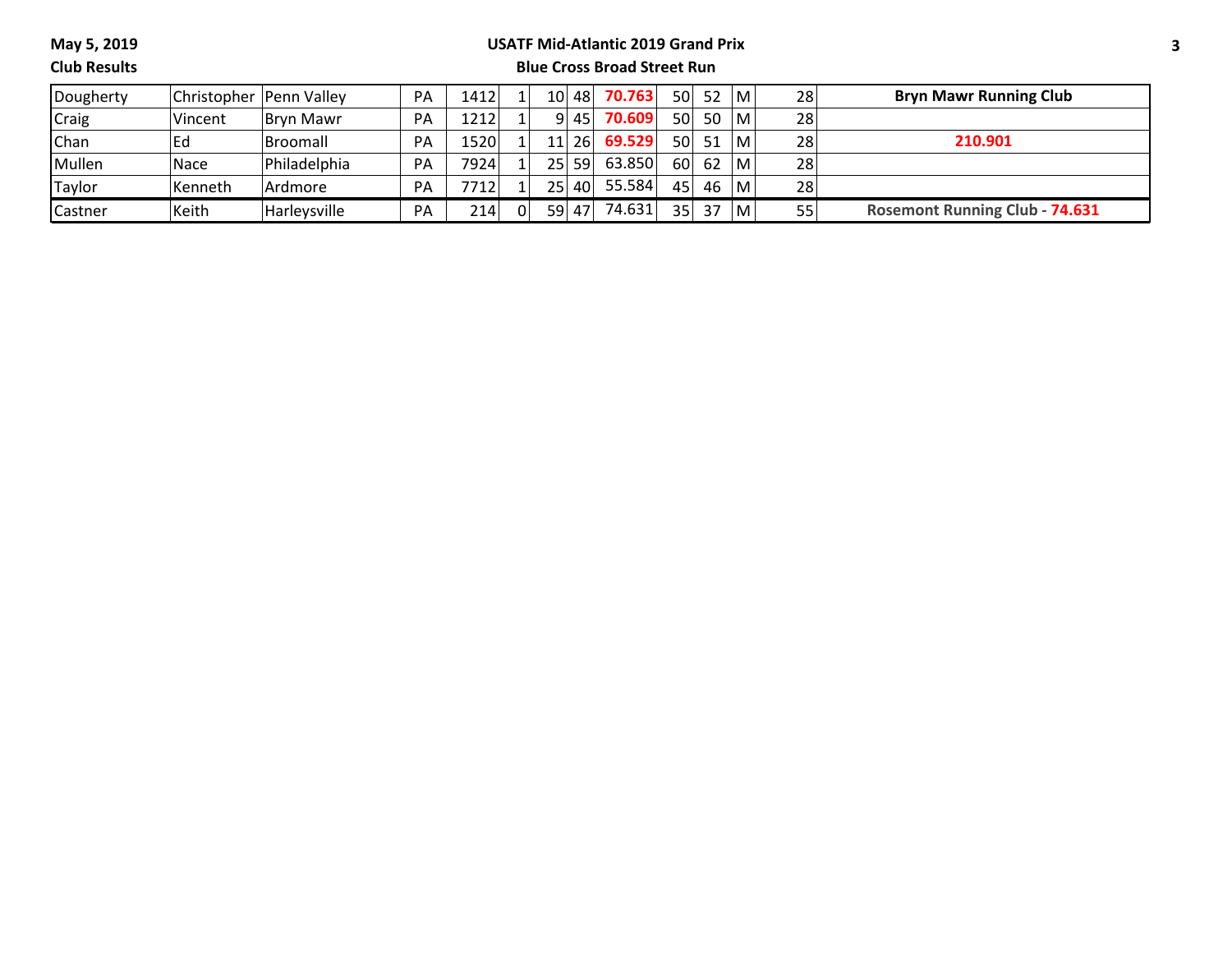**May 5, 2019**

**Club Results**

**USATF Mid-Atlantic 2019 Grand Prix**

**Blue Cross Broad Street Run**

| | | | | | | | | | | | | | |
|---|---|---|---|---|---|---|---|---|---|---|---|---|---|
| Dougherty | Christopher | Penn Valley | PA | 1412 | 1 | 10 | 48 | **70.763** | 50 | 52 | M | 28 | **Bryn Mawr Running Club** |
| Craig | Vincent | Bryn Mawr | PA | 1212 | 1 | 9 | 45 | **70.609** | 50 | 50 | M | 28 | |
| Chan | Ed | Broomall | PA | 1520 | 1 | 11 | 26 | **69.529** | 50 | 51 | M | 28 | **210.901** |
| Mullen | Nace | Philadelphia | PA | 7924 | 1 | 25 | 59 | 63.850 | 60 | 62 | M | 28 | |
| Taylor | Kenneth | Ardmore | PA | 7712 | 1 | 25 | 40 | 55.584 | 45 | 46 | M | 28 | |
| Castner | Keith | Harleysville | PA | 214 | 0 | 59 | 47 | 74.631 | 35 | 37 | M | 55 | **Rosemont Running Club - 74.631** |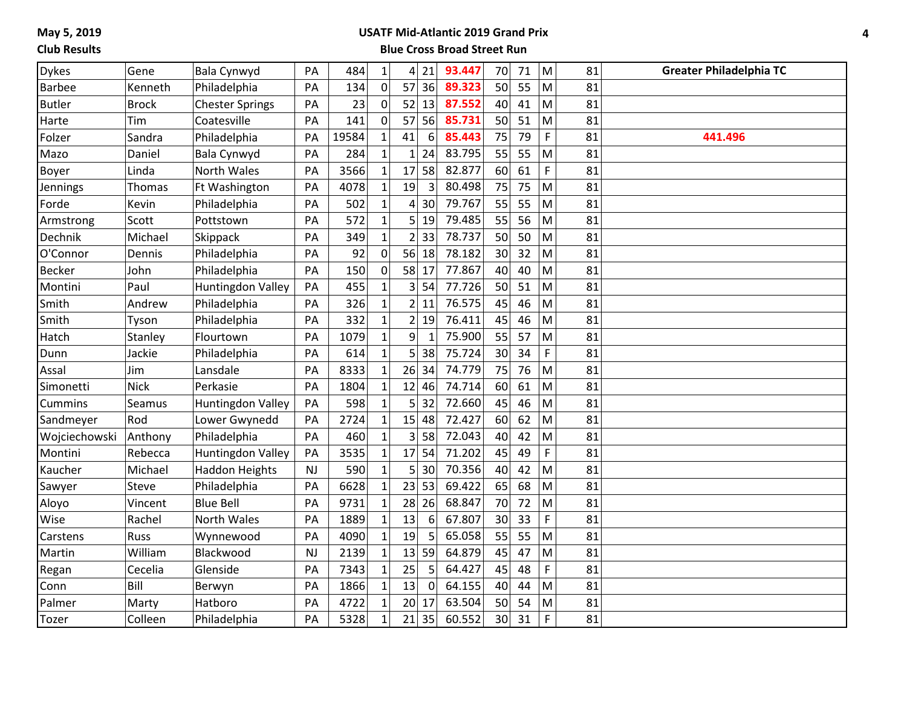May 5, 2019

Club Results

**USATF Mid-Atlantic 2019 Grand Prix**

**Blue Cross Broad Street Run**

| | | | | | | | | | | | | | |
|---|---|---|---|---|---|---|---|---|---|---|---|---|---|
| Dykes | Gene | Bala Cynwyd | PA | 484 | 1 | 4 | 21 | **93.447** | 70 | 71 | M | 81 | **Greater Philadelphia TC** |
| Barbee | Kenneth | Philadelphia | PA | 134 | 0 | 57 | 36 | **89.323** | 50 | 55 | M | 81 | |
| Butler | Brock | Chester Springs | PA | 23 | 0 | 52 | 13 | **87.552** | 40 | 41 | M | 81 | |
| Harte | Tim | Coatesville | PA | 141 | 0 | 57 | 56 | **85.731** | 50 | 51 | M | 81 | |
| Folzer | Sandra | Philadelphia | PA | 19584 | 1 | 41 | 6 | **85.443** | 75 | 79 | F | 81 | **441.496** |
| Mazo | Daniel | Bala Cynwyd | PA | 284 | 1 | 1 | 24 | 83.795 | 55 | 55 | M | 81 | |
| Boyer | Linda | North Wales | PA | 3566 | 1 | 17 | 58 | 82.877 | 60 | 61 | F | 81 | |
| Jennings | Thomas | Ft Washington | PA | 4078 | 1 | 19 | 3 | 80.498 | 75 | 75 | M | 81 | |
| Forde | Kevin | Philadelphia | PA | 502 | 1 | 4 | 30 | 79.767 | 55 | 55 | M | 81 | |
| Armstrong | Scott | Pottstown | PA | 572 | 1 | 5 | 19 | 79.485 | 55 | 56 | M | 81 | |
| Dechnik | Michael | Skippack | PA | 349 | 1 | 2 | 33 | 78.737 | 50 | 50 | M | 81 | |
| O'Connor | Dennis | Philadelphia | PA | 92 | 0 | 56 | 18 | 78.182 | 30 | 32 | M | 81 | |
| Becker | John | Philadelphia | PA | 150 | 0 | 58 | 17 | 77.867 | 40 | 40 | M | 81 | |
| Montini | Paul | Huntingdon Valley | PA | 455 | 1 | 3 | 54 | 77.726 | 50 | 51 | M | 81 | |
| Smith | Andrew | Philadelphia | PA | 326 | 1 | 2 | 11 | 76.575 | 45 | 46 | M | 81 | |
| Smith | Tyson | Philadelphia | PA | 332 | 1 | 2 | 19 | 76.411 | 45 | 46 | M | 81 | |
| Hatch | Stanley | Flourtown | PA | 1079 | 1 | 9 | 1 | 75.900 | 55 | 57 | M | 81 | |
| Dunn | Jackie | Philadelphia | PA | 614 | 1 | 5 | 38 | 75.724 | 30 | 34 | F | 81 | |
| Assal | Jim | Lansdale | PA | 8333 | 1 | 26 | 34 | 74.779 | 75 | 76 | M | 81 | |
| Simonetti | Nick | Perkasie | PA | 1804 | 1 | 12 | 46 | 74.714 | 60 | 61 | M | 81 | |
| Cummins | Seamus | Huntingdon Valley | PA | 598 | 1 | 5 | 32 | 72.660 | 45 | 46 | M | 81 | |
| Sandmeyer | Rod | Lower Gwynedd | PA | 2724 | 1 | 15 | 48 | 72.427 | 60 | 62 | M | 81 | |
| Wojciechowski | Anthony | Philadelphia | PA | 460 | 1 | 3 | 58 | 72.043 | 40 | 42 | M | 81 | |
| Montini | Rebecca | Huntingdon Valley | PA | 3535 | 1 | 17 | 54 | 71.202 | 45 | 49 | F | 81 | |
| Kaucher | Michael | Haddon Heights | NJ | 590 | 1 | 5 | 30 | 70.356 | 40 | 42 | M | 81 | |
| Sawyer | Steve | Philadelphia | PA | 6628 | 1 | 23 | 53 | 69.422 | 65 | 68 | M | 81 | |
| Aloyo | Vincent | Blue Bell | PA | 9731 | 1 | 28 | 26 | 68.847 | 70 | 72 | M | 81 | |
| Wise | Rachel | North Wales | PA | 1889 | 1 | 13 | 6 | 67.807 | 30 | 33 | F | 81 | |
| Carstens | Russ | Wynnewood | PA | 4090 | 1 | 19 | 5 | 65.058 | 55 | 55 | M | 81 | |
| Martin | William | Blackwood | NJ | 2139 | 1 | 13 | 59 | 64.879 | 45 | 47 | M | 81 | |
| Regan | Cecelia | Glenside | PA | 7343 | 1 | 25 | 5 | 64.427 | 45 | 48 | F | 81 | |
| Conn | Bill | Berwyn | PA | 1866 | 1 | 13 | 0 | 64.155 | 40 | 44 | M | 81 | |
| Palmer | Marty | Hatboro | PA | 4722 | 1 | 20 | 17 | 63.504 | 50 | 54 | M | 81 | |
| Tozer | Colleen | Philadelphia | PA | 5328 | 1 | 21 | 35 | 60.552 | 30 | 31 | F | 81 | |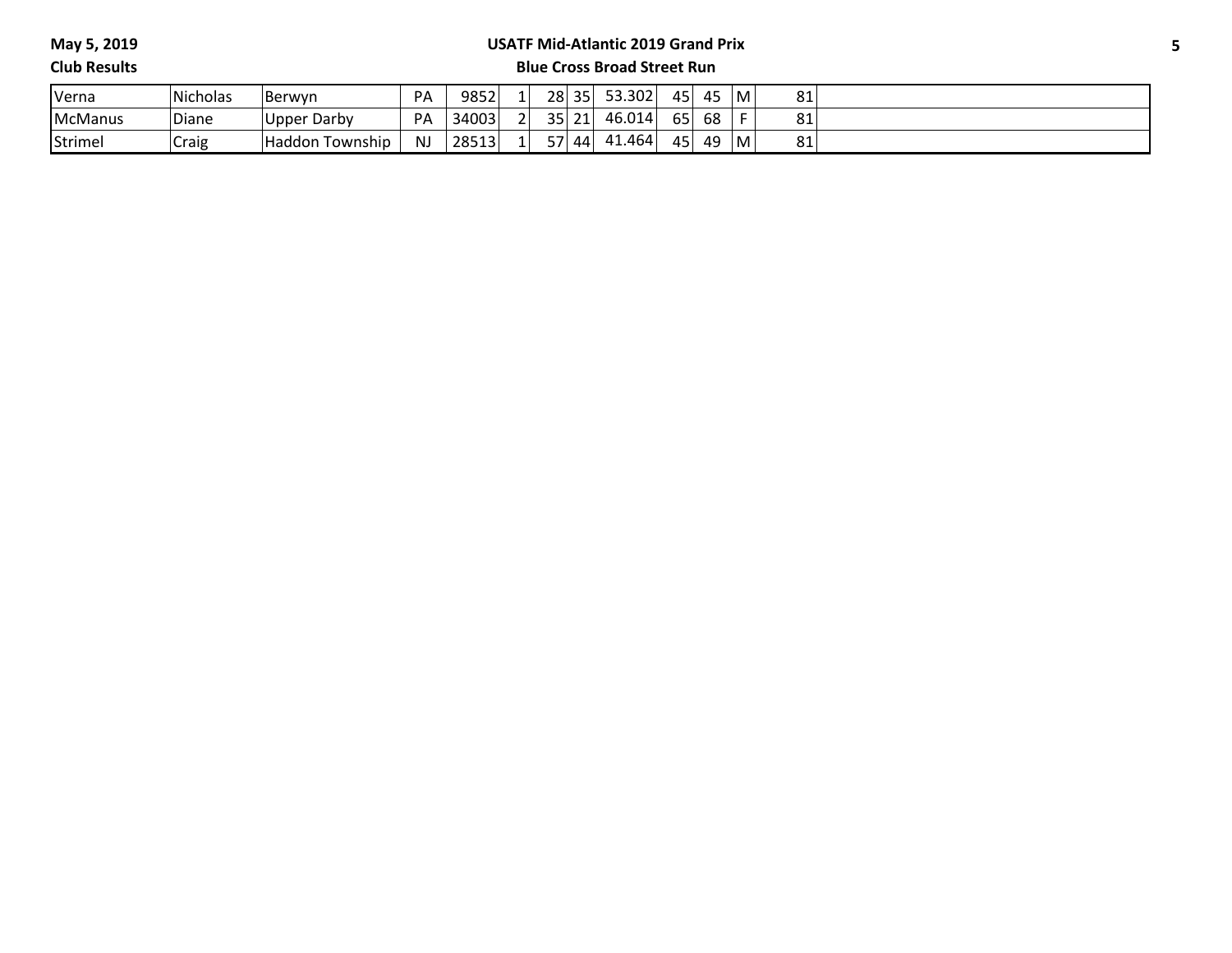| | | | | | | | | | | | | | |
|---|---|---|---|---|---|---|---|---|---|---|---|---|---|
| Verna | Nicholas | Berwyn | PA | 9852 | 1 | 28 | 35 | 53.302 | 45 | 45 | M | 81 | |
| McManus | Diane | Upper Darby | PA | 34003 | 2 | 35 | 21 | 46.014 | 65 | 68 | F | 81 | |
| Strimel | Craig | Haddon Township | NJ | 28513 | 1 | 57 | 44 | 41.464 | 45 | 49 | M | 81 | |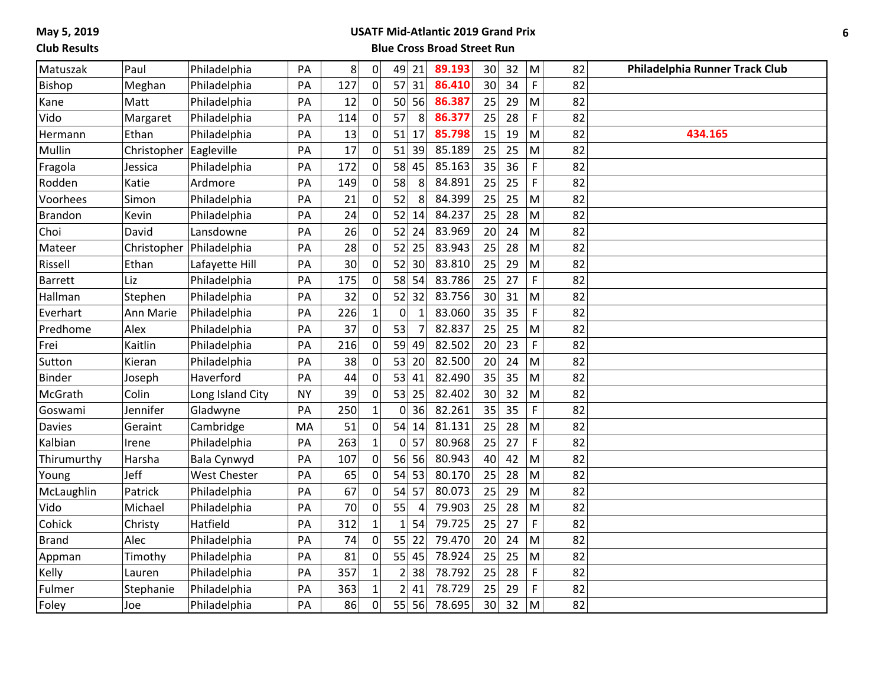May 5, 2019

Club Results

## USATF Mid-Atlantic 2019 Grand Prix

### Blue Cross Broad Street Run

| | | | | | | | | | | | | | |
|---|---|---|---|---|---|---|---|---|---|---|---|---|---|
| Matuszak | Paul | Philadelphia | PA | 8 | 0 | 49 | 21 | **89.193** | 30 | 32 | M | 82 | **Philadelphia Runner Track Club** |
| Bishop | Meghan | Philadelphia | PA | 127 | 0 | 57 | 31 | **86.410** | 30 | 34 | F | 82 | |
| Kane | Matt | Philadelphia | PA | 12 | 0 | 50 | 56 | **86.387** | 25 | 29 | M | 82 | |
| Vido | Margaret | Philadelphia | PA | 114 | 0 | 57 | 8 | **86.377** | 25 | 28 | F | 82 | |
| Hermann | Ethan | Philadelphia | PA | 13 | 0 | 51 | 17 | **85.798** | 15 | 19 | M | 82 | **434.165** |
| Mullin | Christopher | Eagleville | PA | 17 | 0 | 51 | 39 | 85.189 | 25 | 25 | M | 82 | |
| Fragola | Jessica | Philadelphia | PA | 172 | 0 | 58 | 45 | 85.163 | 35 | 36 | F | 82 | |
| Rodden | Katie | Ardmore | PA | 149 | 0 | 58 | 8 | 84.891 | 25 | 25 | F | 82 | |
| Voorhees | Simon | Philadelphia | PA | 21 | 0 | 52 | 8 | 84.399 | 25 | 25 | M | 82 | |
| Brandon | Kevin | Philadelphia | PA | 24 | 0 | 52 | 14 | 84.237 | 25 | 28 | M | 82 | |
| Choi | David | Lansdowne | PA | 26 | 0 | 52 | 24 | 83.969 | 20 | 24 | M | 82 | |
| Mateer | Christopher | Philadelphia | PA | 28 | 0 | 52 | 25 | 83.943 | 25 | 28 | M | 82 | |
| Rissell | Ethan | Lafayette Hill | PA | 30 | 0 | 52 | 30 | 83.810 | 25 | 29 | M | 82 | |
| Barrett | Liz | Philadelphia | PA | 175 | 0 | 58 | 54 | 83.786 | 25 | 27 | F | 82 | |
| Hallman | Stephen | Philadelphia | PA | 32 | 0 | 52 | 32 | 83.756 | 30 | 31 | M | 82 | |
| Everhart | Ann Marie | Philadelphia | PA | 226 | 1 | 0 | 1 | 83.060 | 35 | 35 | F | 82 | |
| Predhome | Alex | Philadelphia | PA | 37 | 0 | 53 | 7 | 82.837 | 25 | 25 | M | 82 | |
| Frei | Kaitlin | Philadelphia | PA | 216 | 0 | 59 | 49 | 82.502 | 20 | 23 | F | 82 | |
| Sutton | Kieran | Philadelphia | PA | 38 | 0 | 53 | 20 | 82.500 | 20 | 24 | M | 82 | |
| Binder | Joseph | Haverford | PA | 44 | 0 | 53 | 41 | 82.490 | 35 | 35 | M | 82 | |
| McGrath | Colin | Long Island City | NY | 39 | 0 | 53 | 25 | 82.402 | 30 | 32 | M | 82 | |
| Goswami | Jennifer | Gladwyne | PA | 250 | 1 | 0 | 36 | 82.261 | 35 | 35 | F | 82 | |
| Davies | Geraint | Cambridge | MA | 51 | 0 | 54 | 14 | 81.131 | 25 | 28 | M | 82 | |
| Kalbian | Irene | Philadelphia | PA | 263 | 1 | 0 | 57 | 80.968 | 25 | 27 | F | 82 | |
| Thirumurthy | Harsha | Bala Cynwyd | PA | 107 | 0 | 56 | 56 | 80.943 | 40 | 42 | M | 82 | |
| Young | Jeff | West Chester | PA | 65 | 0 | 54 | 53 | 80.170 | 25 | 28 | M | 82 | |
| McLaughlin | Patrick | Philadelphia | PA | 67 | 0 | 54 | 57 | 80.073 | 25 | 29 | M | 82 | |
| Vido | Michael | Philadelphia | PA | 70 | 0 | 55 | 4 | 79.903 | 25 | 28 | M | 82 | |
| Cohick | Christy | Hatfield | PA | 312 | 1 | 1 | 54 | 79.725 | 25 | 27 | F | 82 | |
| Brand | Alec | Philadelphia | PA | 74 | 0 | 55 | 22 | 79.470 | 20 | 24 | M | 82 | |
| Appman | Timothy | Philadelphia | PA | 81 | 0 | 55 | 45 | 78.924 | 25 | 25 | M | 82 | |
| Kelly | Lauren | Philadelphia | PA | 357 | 1 | 2 | 38 | 78.792 | 25 | 28 | F | 82 | |
| Fulmer | Stephanie | Philadelphia | PA | 363 | 1 | 2 | 41 | 78.729 | 25 | 29 | F | 82 | |
| Foley | Joe | Philadelphia | PA | 86 | 0 | 55 | 56 | 78.695 | 30 | 32 | M | 82 | |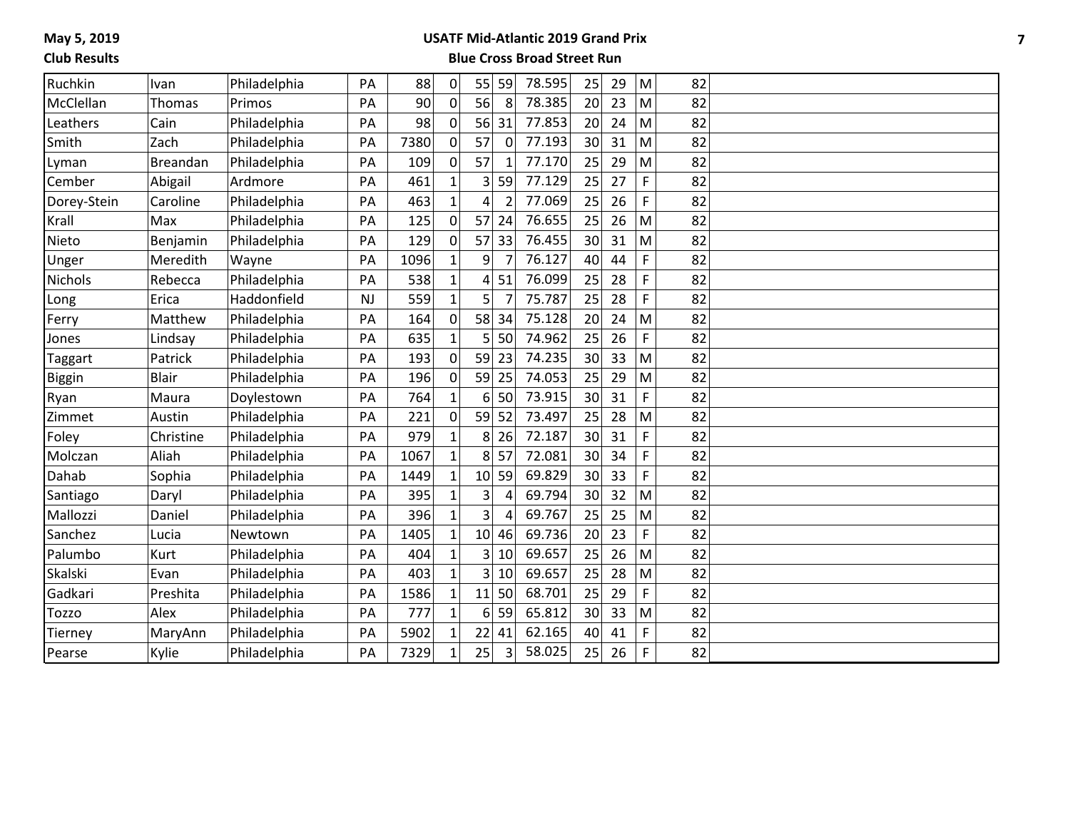May 5, 2019
Club Results

USATF Mid-Atlantic 2019 Grand Prix
Blue Cross Broad Street Run

| | | | | | | | | | | | | | |
|---|---|---|---|---|---|---|---|---|---|---|---|---|---|
| Ruchkin | Ivan | Philadelphia | PA | 88 | 0 | 55 | 59 | 78.595 | 25 | 29 | M | 82 | |
| McClellan | Thomas | Primos | PA | 90 | 0 | 56 | 8 | 78.385 | 20 | 23 | M | 82 | |
| Leathers | Cain | Philadelphia | PA | 98 | 0 | 56 | 31 | 77.853 | 20 | 24 | M | 82 | |
| Smith | Zach | Philadelphia | PA | 7380 | 0 | 57 | 0 | 77.193 | 30 | 31 | M | 82 | |
| Lyman | Breandan | Philadelphia | PA | 109 | 0 | 57 | 1 | 77.170 | 25 | 29 | M | 82 | |
| Cember | Abigail | Ardmore | PA | 461 | 1 | 3 | 59 | 77.129 | 25 | 27 | F | 82 | |
| Dorey-Stein | Caroline | Philadelphia | PA | 463 | 1 | 4 | 2 | 77.069 | 25 | 26 | F | 82 | |
| Krall | Max | Philadelphia | PA | 125 | 0 | 57 | 24 | 76.655 | 25 | 26 | M | 82 | |
| Nieto | Benjamin | Philadelphia | PA | 129 | 0 | 57 | 33 | 76.455 | 30 | 31 | M | 82 | |
| Unger | Meredith | Wayne | PA | 1096 | 1 | 9 | 7 | 76.127 | 40 | 44 | F | 82 | |
| Nichols | Rebecca | Philadelphia | PA | 538 | 1 | 4 | 51 | 76.099 | 25 | 28 | F | 82 | |
| Long | Erica | Haddonfield | NJ | 559 | 1 | 5 | 7 | 75.787 | 25 | 28 | F | 82 | |
| Ferry | Matthew | Philadelphia | PA | 164 | 0 | 58 | 34 | 75.128 | 20 | 24 | M | 82 | |
| Jones | Lindsay | Philadelphia | PA | 635 | 1 | 5 | 50 | 74.962 | 25 | 26 | F | 82 | |
| Taggart | Patrick | Philadelphia | PA | 193 | 0 | 59 | 23 | 74.235 | 30 | 33 | M | 82 | |
| Biggin | Blair | Philadelphia | PA | 196 | 0 | 59 | 25 | 74.053 | 25 | 29 | M | 82 | |
| Ryan | Maura | Doylestown | PA | 764 | 1 | 6 | 50 | 73.915 | 30 | 31 | F | 82 | |
| Zimmet | Austin | Philadelphia | PA | 221 | 0 | 59 | 52 | 73.497 | 25 | 28 | M | 82 | |
| Foley | Christine | Philadelphia | PA | 979 | 1 | 8 | 26 | 72.187 | 30 | 31 | F | 82 | |
| Molczan | Aliah | Philadelphia | PA | 1067 | 1 | 8 | 57 | 72.081 | 30 | 34 | F | 82 | |
| Dahab | Sophia | Philadelphia | PA | 1449 | 1 | 10 | 59 | 69.829 | 30 | 33 | F | 82 | |
| Santiago | Daryl | Philadelphia | PA | 395 | 1 | 3 | 4 | 69.794 | 30 | 32 | M | 82 | |
| Mallozzi | Daniel | Philadelphia | PA | 396 | 1 | 3 | 4 | 69.767 | 25 | 25 | M | 82 | |
| Sanchez | Lucia | Newtown | PA | 1405 | 1 | 10 | 46 | 69.736 | 20 | 23 | F | 82 | |
| Palumbo | Kurt | Philadelphia | PA | 404 | 1 | 3 | 10 | 69.657 | 25 | 26 | M | 82 | |
| Skalski | Evan | Philadelphia | PA | 403 | 1 | 3 | 10 | 69.657 | 25 | 28 | M | 82 | |
| Gadkari | Preshita | Philadelphia | PA | 1586 | 1 | 11 | 50 | 68.701 | 25 | 29 | F | 82 | |
| Tozzo | Alex | Philadelphia | PA | 777 | 1 | 6 | 59 | 65.812 | 30 | 33 | M | 82 | |
| Tierney | MaryAnn | Philadelphia | PA | 5902 | 1 | 22 | 41 | 62.165 | 40 | 41 | F | 82 | |
| Pearse | Kylie | Philadelphia | PA | 7329 | 1 | 25 | 3 | 58.025 | 25 | 26 | F | 82 | |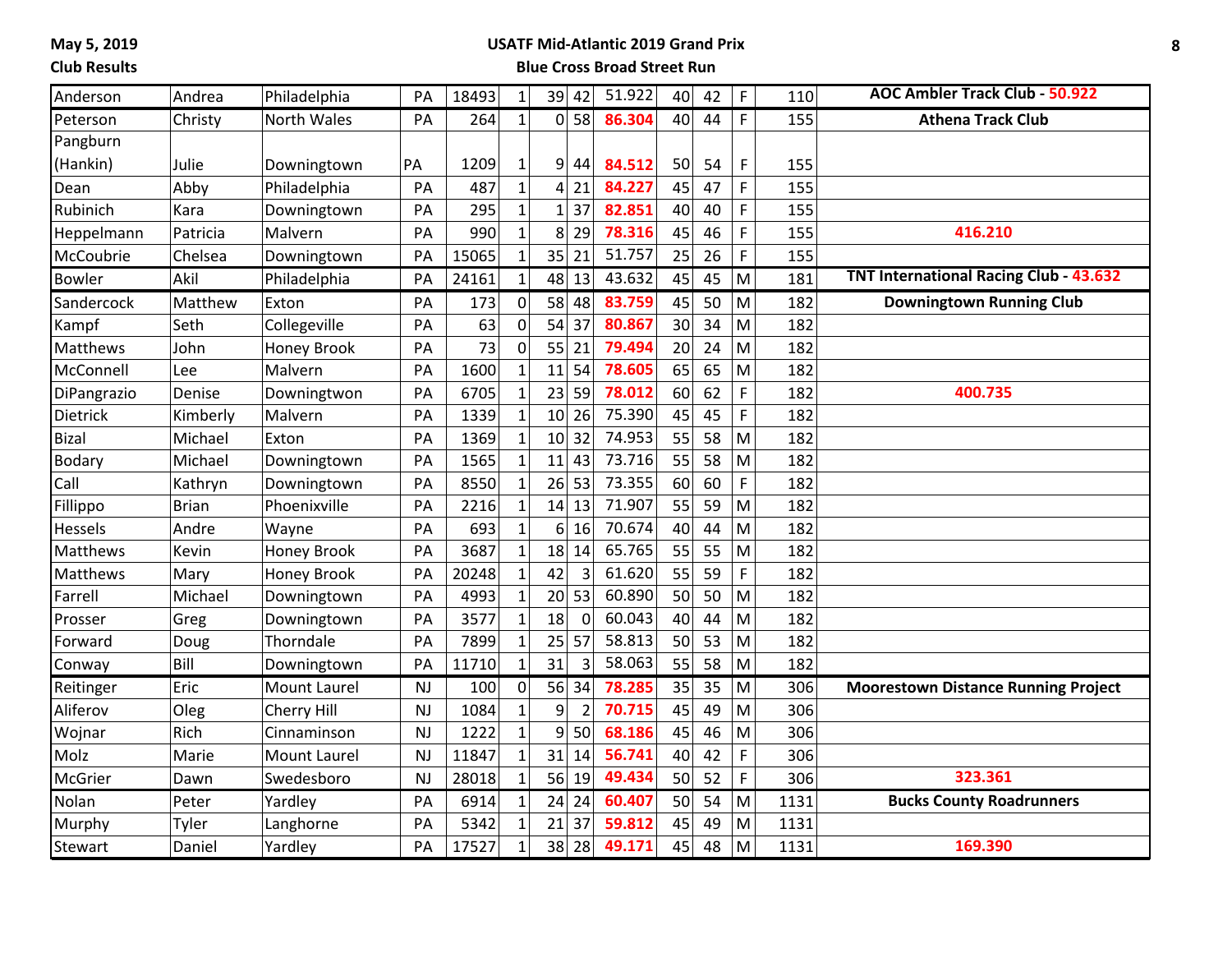May 5, 2019

Club Results

**USATF Mid-Atlantic 2019 Grand Prix**

**Blue Cross Broad Street Run**

| | | | | | | | | | | | | | |
|---|---|---|---|---|---|---|---|---|---|---|---|---|---|
| Anderson | Andrea | Philadelphia | PA | 18493 | 1 | 39 | 42 | 51.922 | 40 | 42 | F | 110 | **AOC Ambler Track Club - 50.922** |
| Peterson | Christy | North Wales | PA | 264 | 1 | 0 | 58 | **86.304** | 40 | 44 | F | 155 | **Athena Track Club** |
| Pangburn (Hankin) | Julie | Downingtown | PA | 1209 | 1 | 9 | 44 | **84.512** | 50 | 54 | F | 155 | |
| Dean | Abby | Philadelphia | PA | 487 | 1 | 4 | 21 | **84.227** | 45 | 47 | F | 155 | |
| Rubinich | Kara | Downingtown | PA | 295 | 1 | 1 | 37 | **82.851** | 40 | 40 | F | 155 | |
| Heppelmann | Patricia | Malvern | PA | 990 | 1 | 8 | 29 | **78.316** | 45 | 46 | F | 155 | **416.210** |
| McCoubrie | Chelsea | Downingtown | PA | 15065 | 1 | 35 | 21 | 51.757 | 25 | 26 | F | 155 | |
| Bowler | Akil | Philadelphia | PA | 24161 | 1 | 48 | 13 | 43.632 | 45 | 45 | M | 181 | **TNT International Racing Club - 43.632** |
| Sandercock | Matthew | Exton | PA | 173 | 0 | 58 | 48 | **83.759** | 45 | 50 | M | 182 | **Downingtown Running Club** |
| Kampf | Seth | Collegeville | PA | 63 | 0 | 54 | 37 | **80.867** | 30 | 34 | M | 182 | |
| Matthews | John | Honey Brook | PA | 73 | 0 | 55 | 21 | **79.494** | 20 | 24 | M | 182 | |
| McConnell | Lee | Malvern | PA | 1600 | 1 | 11 | 54 | **78.605** | 65 | 65 | M | 182 | |
| DiPangrazio | Denise | Downingtwon | PA | 6705 | 1 | 23 | 59 | **78.012** | 60 | 62 | F | 182 | **400.735** |
| Dietrick | Kimberly | Malvern | PA | 1339 | 1 | 10 | 26 | 75.390 | 45 | 45 | F | 182 | |
| Bizal | Michael | Exton | PA | 1369 | 1 | 10 | 32 | 74.953 | 55 | 58 | M | 182 | |
| Bodary | Michael | Downingtown | PA | 1565 | 1 | 11 | 43 | 73.716 | 55 | 58 | M | 182 | |
| Call | Kathryn | Downingtown | PA | 8550 | 1 | 26 | 53 | 73.355 | 60 | 60 | F | 182 | |
| Fillippo | Brian | Phoenixville | PA | 2216 | 1 | 14 | 13 | 71.907 | 55 | 59 | M | 182 | |
| Hessels | Andre | Wayne | PA | 693 | 1 | 6 | 16 | 70.674 | 40 | 44 | M | 182 | |
| Matthews | Kevin | Honey Brook | PA | 3687 | 1 | 18 | 14 | 65.765 | 55 | 55 | M | 182 | |
| Matthews | Mary | Honey Brook | PA | 20248 | 1 | 42 | 3 | 61.620 | 55 | 59 | F | 182 | |
| Farrell | Michael | Downingtown | PA | 4993 | 1 | 20 | 53 | 60.890 | 50 | 50 | M | 182 | |
| Prosser | Greg | Downingtown | PA | 3577 | 1 | 18 | 0 | 60.043 | 40 | 44 | M | 182 | |
| Forward | Doug | Thorndale | PA | 7899 | 1 | 25 | 57 | 58.813 | 50 | 53 | M | 182 | |
| Conway | Bill | Downingtown | PA | 11710 | 1 | 31 | 3 | 58.063 | 55 | 58 | M | 182 | |
| Reitinger | Eric | Mount Laurel | NJ | 100 | 0 | 56 | 34 | **78.285** | 35 | 35 | M | 306 | **Moorestown Distance Running Project** |
| Aliferov | Oleg | Cherry Hill | NJ | 1084 | 1 | 9 | 2 | **70.715** | 45 | 49 | M | 306 | |
| Wojnar | Rich | Cinnaminson | NJ | 1222 | 1 | 9 | 50 | **68.186** | 45 | 46 | M | 306 | |
| Molz | Marie | Mount Laurel | NJ | 11847 | 1 | 31 | 14 | **56.741** | 40 | 42 | F | 306 | |
| McGrier | Dawn | Swedesboro | NJ | 28018 | 1 | 56 | 19 | **49.434** | 50 | 52 | F | 306 | **323.361** |
| Nolan | Peter | Yardley | PA | 6914 | 1 | 24 | 24 | **60.407** | 50 | 54 | M | 1131 | **Bucks County Roadrunners** |
| Murphy | Tyler | Langhorne | PA | 5342 | 1 | 21 | 37 | **59.812** | 45 | 49 | M | 1131 | |
| Stewart | Daniel | Yardley | PA | 17527 | 1 | 38 | 28 | **49.171** | 45 | 48 | M | 1131 | **169.390** |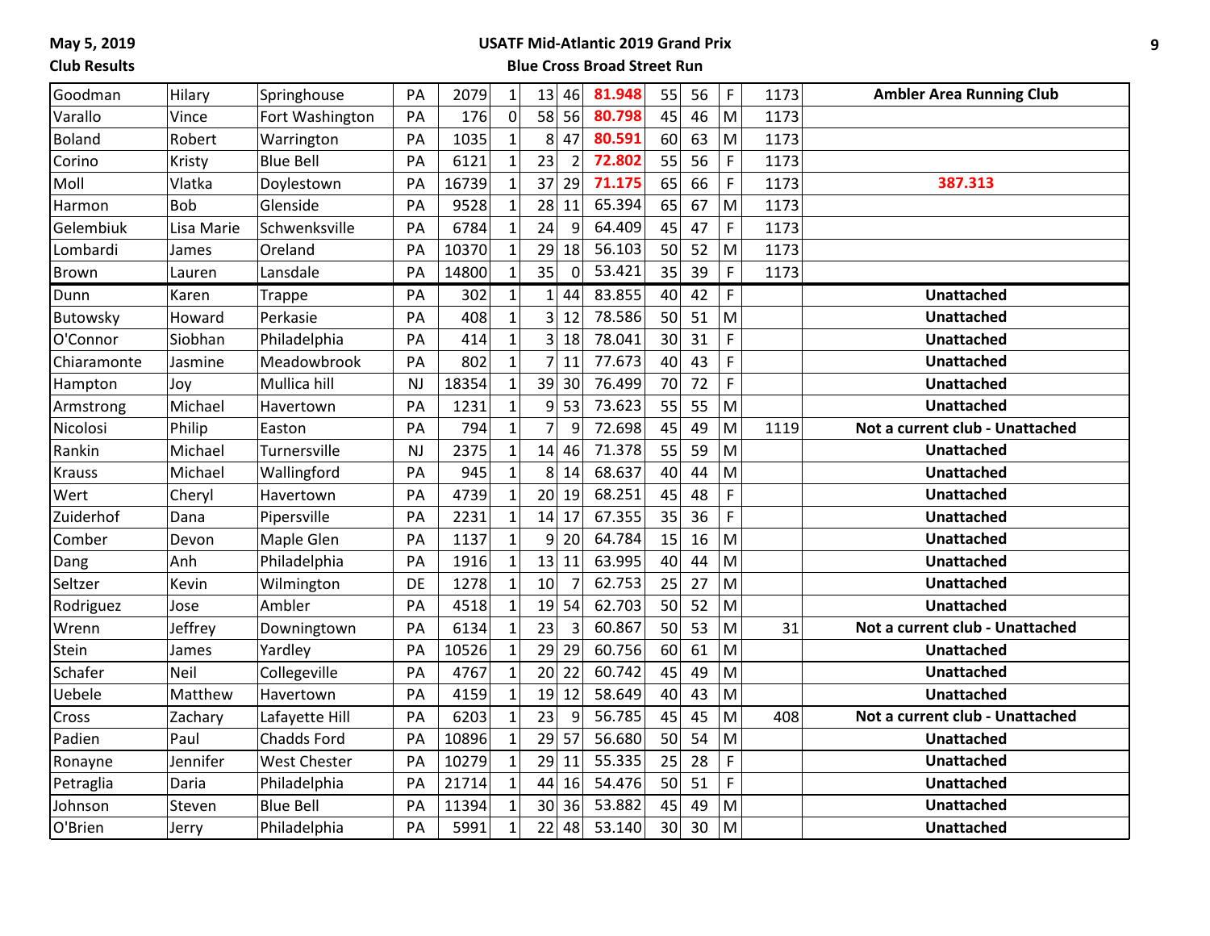**May 5, 2019**

**Club Results**

**USATF Mid-Atlantic 2019 Grand Prix**

**Blue Cross Broad Street Run**

| | | | | | | | | | | | | | |
|---|---|---|---|---|---|---|---|---|---|---|---|---|---|
| Goodman | Hilary | Springhouse | PA | 2079 | 1 | 13 | 46 | **81.948** | 55 | 56 | F | 1173 | **Ambler Area Running Club** |
| Varallo | Vince | Fort Washington | PA | 176 | 0 | 58 | 56 | **80.798** | 45 | 46 | M | 1173 | |
| Boland | Robert | Warrington | PA | 1035 | 1 | 8 | 47 | **80.591** | 60 | 63 | M | 1173 | |
| Corino | Kristy | Blue Bell | PA | 6121 | 1 | 23 | 2 | **72.802** | 55 | 56 | F | 1173 | |
| Moll | Vlatka | Doylestown | PA | 16739 | 1 | 37 | 29 | **71.175** | 65 | 66 | F | 1173 | **387.313** |
| Harmon | Bob | Glenside | PA | 9528 | 1 | 28 | 11 | 65.394 | 65 | 67 | M | 1173 | |
| Gelembiuk | Lisa Marie | Schwenksville | PA | 6784 | 1 | 24 | 9 | 64.409 | 45 | 47 | F | 1173 | |
| Lombardi | James | Oreland | PA | 10370 | 1 | 29 | 18 | 56.103 | 50 | 52 | M | 1173 | |
| Brown | Lauren | Lansdale | PA | 14800 | 1 | 35 | 0 | 53.421 | 35 | 39 | F | 1173 | |
| Dunn | Karen | Trappe | PA | 302 | 1 | 1 | 44 | 83.855 | 40 | 42 | F | | **Unattached** |
| Butowsky | Howard | Perkasie | PA | 408 | 1 | 3 | 12 | 78.586 | 50 | 51 | M | | **Unattached** |
| O'Connor | Siobhan | Philadelphia | PA | 414 | 1 | 3 | 18 | 78.041 | 30 | 31 | F | | **Unattached** |
| Chiaramonte | Jasmine | Meadowbrook | PA | 802 | 1 | 7 | 11 | 77.673 | 40 | 43 | F | | **Unattached** |
| Hampton | Joy | Mullica hill | NJ | 18354 | 1 | 39 | 30 | 76.499 | 70 | 72 | F | | **Unattached** |
| Armstrong | Michael | Havertown | PA | 1231 | 1 | 9 | 53 | 73.623 | 55 | 55 | M | | **Unattached** |
| Nicolosi | Philip | Easton | PA | 794 | 1 | 7 | 9 | 72.698 | 45 | 49 | M | 1119 | **Not a current club - Unattached** |
| Rankin | Michael | Turnersville | NJ | 2375 | 1 | 14 | 46 | 71.378 | 55 | 59 | M | | **Unattached** |
| Krauss | Michael | Wallingford | PA | 945 | 1 | 8 | 14 | 68.637 | 40 | 44 | M | | **Unattached** |
| Wert | Cheryl | Havertown | PA | 4739 | 1 | 20 | 19 | 68.251 | 45 | 48 | F | | **Unattached** |
| Zuiderhof | Dana | Pipersville | PA | 2231 | 1 | 14 | 17 | 67.355 | 35 | 36 | F | | **Unattached** |
| Comber | Devon | Maple Glen | PA | 1137 | 1 | 9 | 20 | 64.784 | 15 | 16 | M | | **Unattached** |
| Dang | Anh | Philadelphia | PA | 1916 | 1 | 13 | 11 | 63.995 | 40 | 44 | M | | **Unattached** |
| Seltzer | Kevin | Wilmington | DE | 1278 | 1 | 10 | 7 | 62.753 | 25 | 27 | M | | **Unattached** |
| Rodriguez | Jose | Ambler | PA | 4518 | 1 | 19 | 54 | 62.703 | 50 | 52 | M | | **Unattached** |
| Wrenn | Jeffrey | Downingtown | PA | 6134 | 1 | 23 | 3 | 60.867 | 50 | 53 | M | 31 | **Not a current club - Unattached** |
| Stein | James | Yardley | PA | 10526 | 1 | 29 | 29 | 60.756 | 60 | 61 | M | | **Unattached** |
| Schafer | Neil | Collegeville | PA | 4767 | 1 | 20 | 22 | 60.742 | 45 | 49 | M | | **Unattached** |
| Uebele | Matthew | Havertown | PA | 4159 | 1 | 19 | 12 | 58.649 | 40 | 43 | M | | **Unattached** |
| Cross | Zachary | Lafayette Hill | PA | 6203 | 1 | 23 | 9 | 56.785 | 45 | 45 | M | 408 | **Not a current club - Unattached** |
| Padien | Paul | Chadds Ford | PA | 10896 | 1 | 29 | 57 | 56.680 | 50 | 54 | M | | **Unattached** |
| Ronayne | Jennifer | West Chester | PA | 10279 | 1 | 29 | 11 | 55.335 | 25 | 28 | F | | **Unattached** |
| Petraglia | Daria | Philadelphia | PA | 21714 | 1 | 44 | 16 | 54.476 | 50 | 51 | F | | **Unattached** |
| Johnson | Steven | Blue Bell | PA | 11394 | 1 | 30 | 36 | 53.882 | 45 | 49 | M | | **Unattached** |
| O'Brien | Jerry | Philadelphia | PA | 5991 | 1 | 22 | 48 | 53.140 | 30 | 30 | M | | **Unattached** |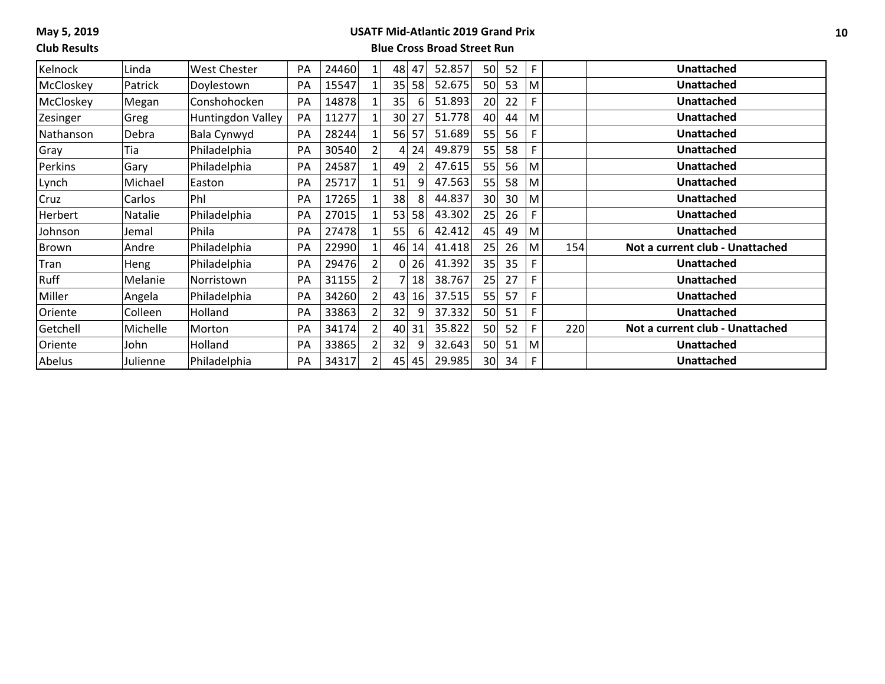May 5, 2019

Club Results

USATF Mid-Atlantic 2019 Grand Prix

Blue Cross Broad Street Run

| | | | | | | | | | | | | | |
|---|---|---|---|---|---|---|---|---|---|---|---|---|---|
| Kelnock | Linda | West Chester | PA | 24460 | 1 | 48 | 47 | 52.857 | 50 | 52 | F | | Unattached |
| McCloskey | Patrick | Doylestown | PA | 15547 | 1 | 35 | 58 | 52.675 | 50 | 53 | M | | Unattached |
| McCloskey | Megan | Conshohocken | PA | 14878 | 1 | 35 | 6 | 51.893 | 20 | 22 | F | | Unattached |
| Zesinger | Greg | Huntingdon Valley | PA | 11277 | 1 | 30 | 27 | 51.778 | 40 | 44 | M | | Unattached |
| Nathanson | Debra | Bala Cynwyd | PA | 28244 | 1 | 56 | 57 | 51.689 | 55 | 56 | F | | Unattached |
| Gray | Tia | Philadelphia | PA | 30540 | 2 | 4 | 24 | 49.879 | 55 | 58 | F | | Unattached |
| Perkins | Gary | Philadelphia | PA | 24587 | 1 | 49 | 2 | 47.615 | 55 | 56 | M | | Unattached |
| Lynch | Michael | Easton | PA | 25717 | 1 | 51 | 9 | 47.563 | 55 | 58 | M | | Unattached |
| Cruz | Carlos | Phl | PA | 17265 | 1 | 38 | 8 | 44.837 | 30 | 30 | M | | Unattached |
| Herbert | Natalie | Philadelphia | PA | 27015 | 1 | 53 | 58 | 43.302 | 25 | 26 | F | | Unattached |
| Johnson | Jemal | Phila | PA | 27478 | 1 | 55 | 6 | 42.412 | 45 | 49 | M | | Unattached |
| Brown | Andre | Philadelphia | PA | 22990 | 1 | 46 | 14 | 41.418 | 25 | 26 | M | 154 | Not a current club - Unattached |
| Tran | Heng | Philadelphia | PA | 29476 | 2 | 0 | 26 | 41.392 | 35 | 35 | F | | Unattached |
| Ruff | Melanie | Norristown | PA | 31155 | 2 | 7 | 18 | 38.767 | 25 | 27 | F | | Unattached |
| Miller | Angela | Philadelphia | PA | 34260 | 2 | 43 | 16 | 37.515 | 55 | 57 | F | | Unattached |
| Oriente | Colleen | Holland | PA | 33863 | 2 | 32 | 9 | 37.332 | 50 | 51 | F | | Unattached |
| Getchell | Michelle | Morton | PA | 34174 | 2 | 40 | 31 | 35.822 | 50 | 52 | F | 220 | Not a current club - Unattached |
| Oriente | John | Holland | PA | 33865 | 2 | 32 | 9 | 32.643 | 50 | 51 | M | | Unattached |
| Abelus | Julienne | Philadelphia | PA | 34317 | 2 | 45 | 45 | 29.985 | 30 | 34 | F | | Unattached |